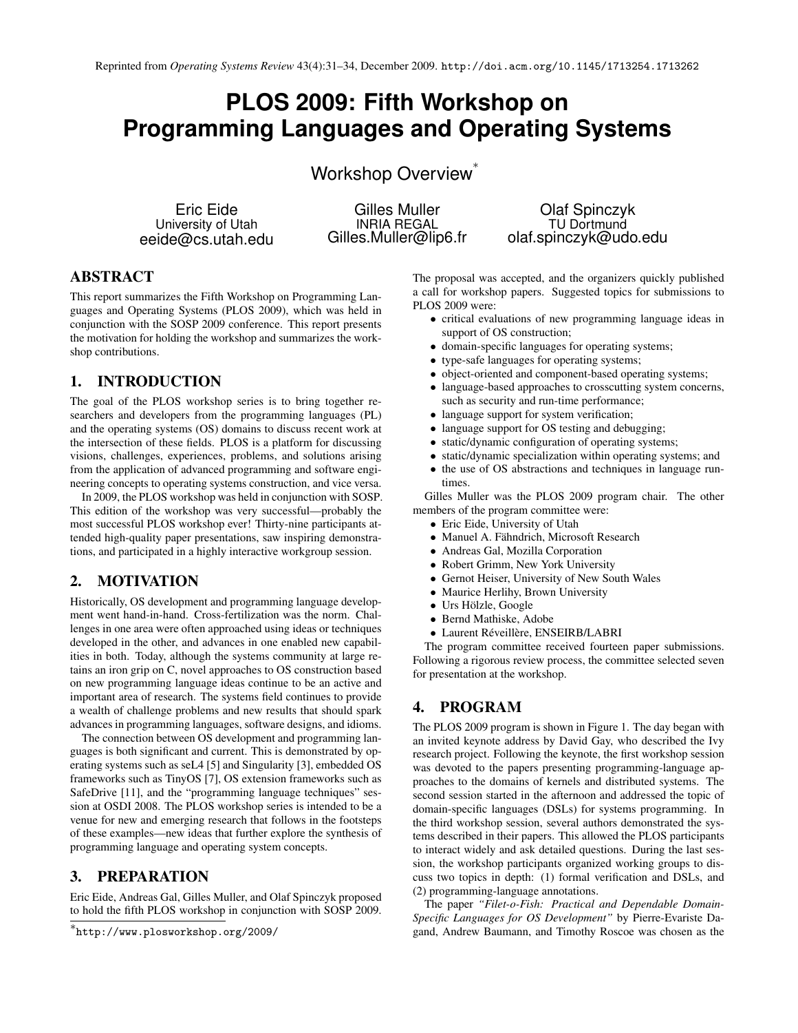Reprinted from *Operating Systems Review* 43(4):31–34, December 2009. http://doi.acm.org/10.1145/1713254.1713262

# PLOS 2009: Fifth Workshop on Programming Languages and Operating Systems

## Workshop Overview*

Eric Eide
University of Utah
eeide@cs.utah.edu

Gilles Muller
INRIA REGAL
Gilles.Muller@lip6.fr

Olaf Spinczyk
TU Dortmund
olaf.spinczyk@udo.edu

## ABSTRACT

This report summarizes the Fifth Workshop on Programming Languages and Operating Systems (PLOS 2009), which was held in conjunction with the SOSP 2009 conference. This report presents the motivation for holding the workshop and summarizes the workshop contributions.

## 1. INTRODUCTION

The goal of the PLOS workshop series is to bring together researchers and developers from the programming languages (PL) and the operating systems (OS) domains to discuss recent work at the intersection of these fields. PLOS is a platform for discussing visions, challenges, experiences, problems, and solutions arising from the application of advanced programming and software engineering concepts to operating systems construction, and vice versa.

In 2009, the PLOS workshop was held in conjunction with SOSP. This edition of the workshop was very successful—probably the most successful PLOS workshop ever! Thirty-nine participants attended high-quality paper presentations, saw inspiring demonstrations, and participated in a highly interactive workgroup session.

## 2. MOTIVATION

Historically, OS development and programming language development went hand-in-hand. Cross-fertilization was the norm. Challenges in one area were often approached using ideas or techniques developed in the other, and advances in one enabled new capabilities in both. Today, although the systems community at large retains an iron grip on C, novel approaches to OS construction based on new programming language ideas continue to be an active and important area of research. The systems field continues to provide a wealth of challenge problems and new results that should spark advances in programming languages, software designs, and idioms.

The connection between OS development and programming languages is both significant and current. This is demonstrated by operating systems such as seL4 [5] and Singularity [3], embedded OS frameworks such as TinyOS [7], OS extension frameworks such as SafeDrive [11], and the "programming language techniques" session at OSDI 2008. The PLOS workshop series is intended to be a venue for new and emerging research that follows in the footsteps of these examples—new ideas that further explore the synthesis of programming language and operating system concepts.

## 3. PREPARATION

Eric Eide, Andreas Gal, Gilles Muller, and Olaf Spinczyk proposed to hold the fifth PLOS workshop in conjunction with SOSP 2009. The proposal was accepted, and the organizers quickly published a call for workshop papers. Suggested topics for submissions to PLOS 2009 were:

- critical evaluations of new programming language ideas in support of OS construction;
- domain-specific languages for operating systems;
- type-safe languages for operating systems;
- object-oriented and component-based operating systems;
- language-based approaches to crosscutting system concerns, such as security and run-time performance;
- language support for system verification;
- language support for OS testing and debugging;
- static/dynamic configuration of operating systems;
- static/dynamic specialization within operating systems; and
- the use of OS abstractions and techniques in language runtimes.

Gilles Muller was the PLOS 2009 program chair. The other members of the program committee were:

- Eric Eide, University of Utah
- Manuel A. Fähndrich, Microsoft Research
- Andreas Gal, Mozilla Corporation
- Robert Grimm, New York University
- Gernot Heiser, University of New South Wales
- Maurice Herlihy, Brown University
- Urs Hölzle, Google
- Bernd Mathiske, Adobe
- Laurent Réveillère, ENSEIRB/LABRI

The program committee received fourteen paper submissions. Following a rigorous review process, the committee selected seven for presentation at the workshop.

## 4. PROGRAM

The PLOS 2009 program is shown in Figure 1. The day began with an invited keynote address by David Gay, who described the Ivy research project. Following the keynote, the first workshop session was devoted to the papers presenting programming-language approaches to the domains of kernels and distributed systems. The second session started in the afternoon and addressed the topic of domain-specific languages (DSLs) for systems programming. In the third workshop session, several authors demonstrated the systems described in their papers. This allowed the PLOS participants to interact widely and ask detailed questions. During the last session, the workshop participants organized working groups to discuss two topics in depth: (1) formal verification and DSLs, and (2) programming-language annotations.

The paper *"Filet-o-Fish: Practical and Dependable Domain-Specific Languages for OS Development"* by Pierre-Evariste Dagand, Andrew Baumann, and Timothy Roscoe was chosen as the

*http://www.plosworkshop.org/2009/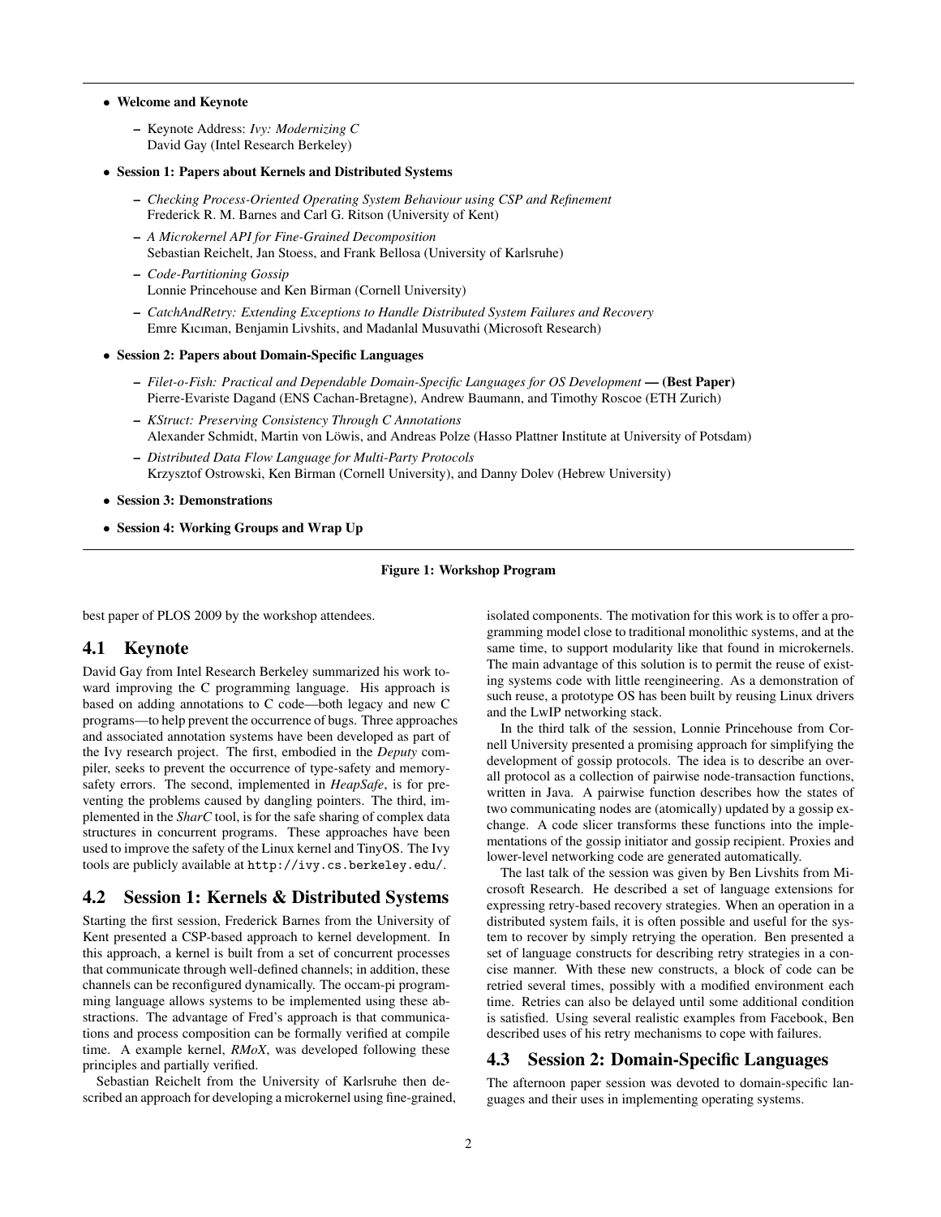- **Welcome and Keynote**
  - Keynote Address: *Ivy: Modernizing C*
    David Gay (Intel Research Berkeley)
- **Session 1: Papers about Kernels and Distributed Systems**
  - *Checking Process-Oriented Operating System Behaviour using CSP and Refinement*
    Frederick R. M. Barnes and Carl G. Ritson (University of Kent)
  - *A Microkernel API for Fine-Grained Decomposition*
    Sebastian Reichelt, Jan Stoess, and Frank Bellosa (University of Karlsruhe)
  - *Code-Partitioning Gossip*
    Lonnie Princehouse and Ken Birman (Cornell University)
  - *CatchAndRetry: Extending Exceptions to Handle Distributed System Failures and Recovery*
    Emre Kıcıman, Benjamin Livshits, and Madanlal Musuvathi (Microsoft Research)
- **Session 2: Papers about Domain-Specific Languages**
  - *Filet-o-Fish: Practical and Dependable Domain-Specific Languages for OS Development* — **(Best Paper)**
    Pierre-Evariste Dagand (ENS Cachan-Bretagne), Andrew Baumann, and Timothy Roscoe (ETH Zurich)
  - *KStruct: Preserving Consistency Through C Annotations*
    Alexander Schmidt, Martin von Löwis, and Andreas Polze (Hasso Plattner Institute at University of Potsdam)
  - *Distributed Data Flow Language for Multi-Party Protocols*
    Krzysztof Ostrowski, Ken Birman (Cornell University), and Danny Dolev (Hebrew University)
- **Session 3: Demonstrations**
- **Session 4: Working Groups and Wrap Up**

**Figure 1: Workshop Program**

best paper of PLOS 2009 by the workshop attendees.

## 4.1 Keynote

David Gay from Intel Research Berkeley summarized his work toward improving the C programming language. His approach is based on adding annotations to C code—both legacy and new C programs—to help prevent the occurrence of bugs. Three approaches and associated annotation systems have been developed as part of the Ivy research project. The first, embodied in the *Deputy* compiler, seeks to prevent the occurrence of type-safety and memory-safety errors. The second, implemented in *HeapSafe*, is for preventing the problems caused by dangling pointers. The third, implemented in the *SharC* tool, is for the safe sharing of complex data structures in concurrent programs. These approaches have been used to improve the safety of the Linux kernel and TinyOS. The Ivy tools are publicly available at `http://ivy.cs.berkeley.edu/`.

## 4.2 Session 1: Kernels & Distributed Systems

Starting the first session, Frederick Barnes from the University of Kent presented a CSP-based approach to kernel development. In this approach, a kernel is built from a set of concurrent processes that communicate through well-defined channels; in addition, these channels can be reconfigured dynamically. The occam-pi programming language allows systems to be implemented using these abstractions. The advantage of Fred's approach is that communications and process composition can be formally verified at compile time. A example kernel, *RMoX*, was developed following these principles and partially verified.

Sebastian Reichelt from the University of Karlsruhe then described an approach for developing a microkernel using fine-grained, isolated components. The motivation for this work is to offer a programming model close to traditional monolithic systems, and at the same time, to support modularity like that found in microkernels. The main advantage of this solution is to permit the reuse of existing systems code with little reengineering. As a demonstration of such reuse, a prototype OS has been built by reusing Linux drivers and the LwIP networking stack.

In the third talk of the session, Lonnie Princehouse from Cornell University presented a promising approach for simplifying the development of gossip protocols. The idea is to describe an overall protocol as a collection of pairwise node-transaction functions, written in Java. A pairwise function describes how the states of two communicating nodes are (atomically) updated by a gossip exchange. A code slicer transforms these functions into the implementations of the gossip initiator and gossip recipient. Proxies and lower-level networking code are generated automatically.

The last talk of the session was given by Ben Livshits from Microsoft Research. He described a set of language extensions for expressing retry-based recovery strategies. When an operation in a distributed system fails, it is often possible and useful for the system to recover by simply retrying the operation. Ben presented a set of language constructs for describing retry strategies in a concise manner. With these new constructs, a block of code can be retried several times, possibly with a modified environment each time. Retries can also be delayed until some additional condition is satisfied. Using several realistic examples from Facebook, Ben described uses of his retry mechanisms to cope with failures.

## 4.3 Session 2: Domain-Specific Languages

The afternoon paper session was devoted to domain-specific languages and their uses in implementing operating systems.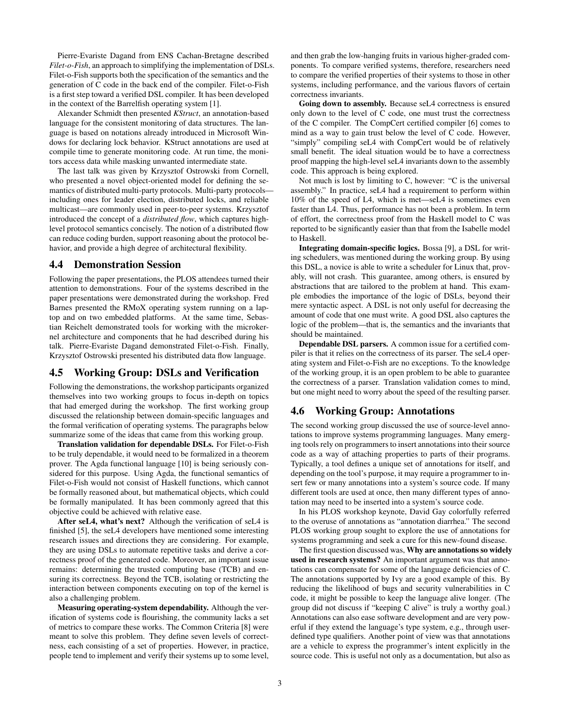Pierre-Evariste Dagand from ENS Cachan-Bretagne described *Filet-o-Fish*, an approach to simplifying the implementation of DSLs. Filet-o-Fish supports both the specification of the semantics and the generation of C code in the back end of the compiler. Filet-o-Fish is a first step toward a verified DSL compiler. It has been developed in the context of the Barrelfish operating system [1].

Alexander Schmidt then presented *KStruct*, an annotation-based language for the consistent monitoring of data structures. The language is based on notations already introduced in Microsoft Windows for declaring lock behavior. KStruct annotations are used at compile time to generate monitoring code. At run time, the monitors access data while masking unwanted intermediate state.

The last talk was given by Krzysztof Ostrowski from Cornell, who presented a novel object-oriented model for defining the semantics of distributed multi-party protocols. Multi-party protocols—including ones for leader election, distributed locks, and reliable multicast—are commonly used in peer-to-peer systems. Krzysztof introduced the concept of a *distributed flow*, which captures high-level protocol semantics concisely. The notion of a distributed flow can reduce coding burden, support reasoning about the protocol behavior, and provide a high degree of architectural flexibility.

## 4.4 Demonstration Session

Following the paper presentations, the PLOS attendees turned their attention to demonstrations. Four of the systems described in the paper presentations were demonstrated during the workshop. Fred Barnes presented the RMoX operating system running on a laptop and on two embedded platforms. At the same time, Sebastian Reichelt demonstrated tools for working with the microkernel architecture and components that he had described during his talk. Pierre-Evariste Dagand demonstrated Filet-o-Fish. Finally, Krzysztof Ostrowski presented his distributed data flow language.

## 4.5 Working Group: DSLs and Verification

Following the demonstrations, the workshop participants organized themselves into two working groups to focus in-depth on topics that had emerged during the workshop. The first working group discussed the relationship between domain-specific languages and the formal verification of operating systems. The paragraphs below summarize some of the ideas that came from this working group.

**Translation validation for dependable DSLs.** For Filet-o-Fish to be truly dependable, it would need to be formalized in a theorem prover. The Agda functional language [10] is being seriously considered for this purpose. Using Agda, the functional semantics of Filet-o-Fish would not consist of Haskell functions, which cannot be formally reasoned about, but mathematical objects, which could be formally manipulated. It has been commonly agreed that this objective could be achieved with relative ease.

**After seL4, what's next?** Although the verification of seL4 is finished [5], the seL4 developers have mentioned some interesting research issues and directions they are considering. For example, they are using DSLs to automate repetitive tasks and derive a correctness proof of the generated code. Moreover, an important issue remains: determining the trusted computing base (TCB) and ensuring its correctness. Beyond the TCB, isolating or restricting the interaction between components executing on top of the kernel is also a challenging problem.

**Measuring operating-system dependability.** Although the verification of systems code is flourishing, the community lacks a set of metrics to compare these works. The Common Criteria [8] were meant to solve this problem. They define seven levels of correctness, each consisting of a set of properties. However, in practice, people tend to implement and verify their systems up to some level, and then grab the low-hanging fruits in various higher-graded components. To compare verified systems, therefore, researchers need to compare the verified properties of their systems to those in other systems, including performance, and the various flavors of certain correctness invariants.

**Going down to assembly.** Because seL4 correctness is ensured only down to the level of C code, one must trust the correctness of the C compiler. The CompCert certified compiler [6] comes to mind as a way to gain trust below the level of C code. However, "simply" compiling seL4 with CompCert would be of relatively small benefit. The ideal situation would be to have a correctness proof mapping the high-level seL4 invariants down to the assembly code. This approach is being explored.

Not much is lost by limiting to C, however: "C is the universal assembly." In practice, seL4 had a requirement to perform within 10% of the speed of L4, which is met—seL4 is sometimes even faster than L4. Thus, performance has not been a problem. In term of effort, the correctness proof from the Haskell model to C was reported to be significantly easier than that from the Isabelle model to Haskell.

**Integrating domain-specific logics.** Bossa [9], a DSL for writing schedulers, was mentioned during the working group. By using this DSL, a novice is able to write a scheduler for Linux that, provably, will not crash. This guarantee, among others, is ensured by abstractions that are tailored to the problem at hand. This example embodies the importance of the logic of DSLs, beyond their mere syntactic aspect. A DSL is not only useful for decreasing the amount of code that one must write. A good DSL also captures the logic of the problem—that is, the semantics and the invariants that should be maintained.

**Dependable DSL parsers.** A common issue for a certified compiler is that it relies on the correctness of its parser. The seL4 operating system and Filet-o-Fish are no exceptions. To the knowledge of the working group, it is an open problem to be able to guarantee the correctness of a parser. Translation validation comes to mind, but one might need to worry about the speed of the resulting parser.

## 4.6 Working Group: Annotations

The second working group discussed the use of source-level annotations to improve systems programming languages. Many emerging tools rely on programmers to insert annotations into their source code as a way of attaching properties to parts of their programs. Typically, a tool defines a unique set of annotations for itself, and depending on the tool's purpose, it may require a programmer to insert few or many annotations into a system's source code. If many different tools are used at once, then many different types of annotation may need to be inserted into a system's source code.

In his PLOS workshop keynote, David Gay colorfully referred to the overuse of annotations as "annotation diarrhea." The second PLOS working group sought to explore the use of annotations for systems programming and seek a cure for this new-found disease.

The first question discussed was, **Why are annotations so widely used in research systems?** An important argument was that annotations can compensate for some of the language deficiencies of C. The annotations supported by Ivy are a good example of this. By reducing the likelihood of bugs and security vulnerabilities in C code, it might be possible to keep the language alive longer. (The group did not discuss if "keeping C alive" is truly a worthy goal.) Annotations can also ease software development and are very powerful if they extend the language's type system, e.g., through user-defined type qualifiers. Another point of view was that annotations are a vehicle to express the programmer's intent explicitly in the source code. This is useful not only as a documentation, but also as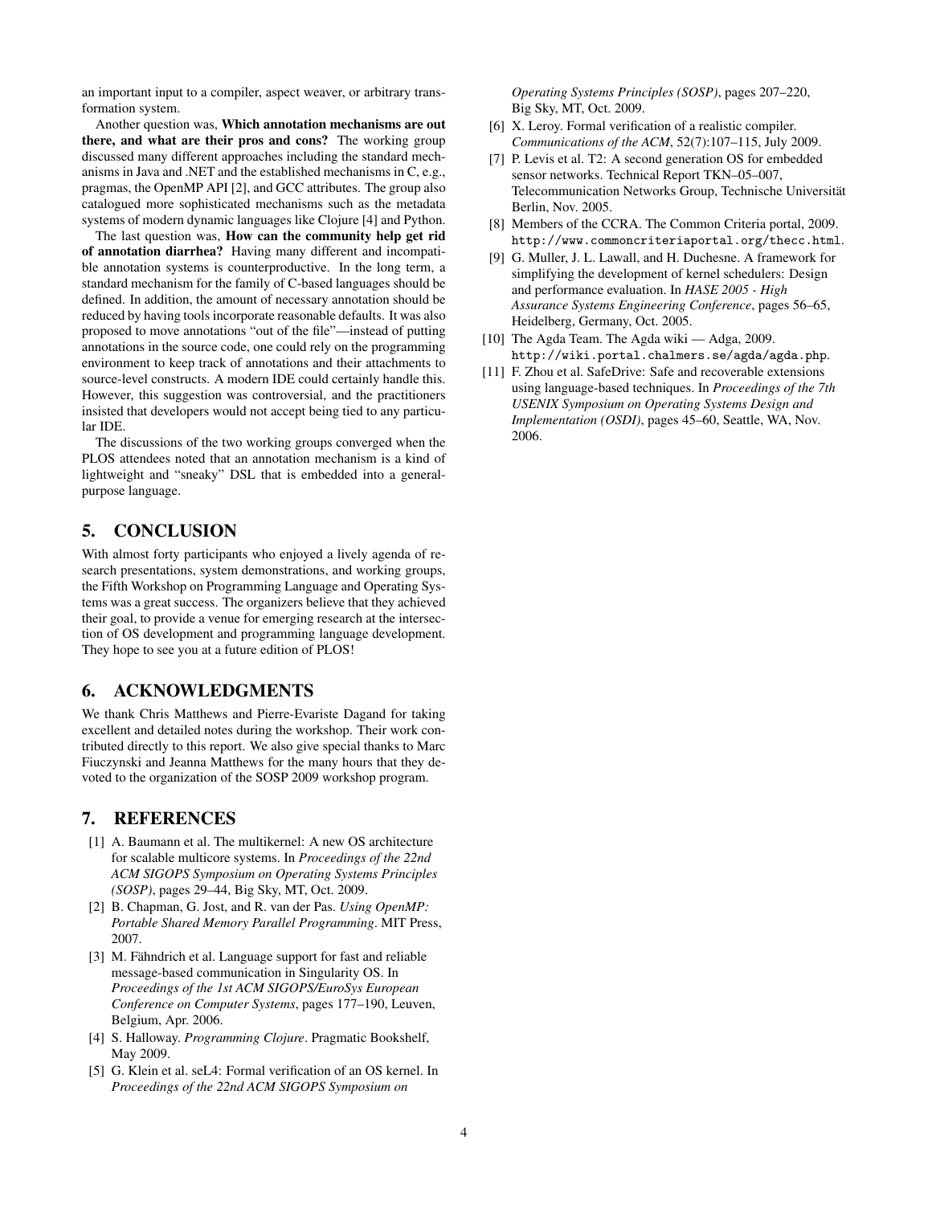an important input to a compiler, aspect weaver, or arbitrary transformation system.

Another question was, **Which annotation mechanisms are out there, and what are their pros and cons?** The working group discussed many different approaches including the standard mechanisms in Java and .NET and the established mechanisms in C, e.g., pragmas, the OpenMP API [2], and GCC attributes. The group also catalogued more sophisticated mechanisms such as the metadata systems of modern dynamic languages like Clojure [4] and Python.

The last question was, **How can the community help get rid of annotation diarrhea?** Having many different and incompatible annotation systems is counterproductive. In the long term, a standard mechanism for the family of C-based languages should be defined. In addition, the amount of necessary annotation should be reduced by having tools incorporate reasonable defaults. It was also proposed to move annotations "out of the file"—instead of putting annotations in the source code, one could rely on the programming environment to keep track of annotations and their attachments to source-level constructs. A modern IDE could certainly handle this. However, this suggestion was controversial, and the practitioners insisted that developers would not accept being tied to any particular IDE.

The discussions of the two working groups converged when the PLOS attendees noted that an annotation mechanism is a kind of lightweight and "sneaky" DSL that is embedded into a general-purpose language.

## 5. CONCLUSION

With almost forty participants who enjoyed a lively agenda of research presentations, system demonstrations, and working groups, the Fifth Workshop on Programming Language and Operating Systems was a great success. The organizers believe that they achieved their goal, to provide a venue for emerging research at the intersection of OS development and programming language development. They hope to see you at a future edition of PLOS!

## 6. ACKNOWLEDGMENTS

We thank Chris Matthews and Pierre-Evariste Dagand for taking excellent and detailed notes during the workshop. Their work contributed directly to this report. We also give special thanks to Marc Fiuczynski and Jeanna Matthews for the many hours that they devoted to the organization of the SOSP 2009 workshop program.

## 7. REFERENCES

[1] A. Baumann et al. The multikernel: A new OS architecture for scalable multicore systems. In *Proceedings of the 22nd ACM SIGOPS Symposium on Operating Systems Principles (SOSP)*, pages 29–44, Big Sky, MT, Oct. 2009.

[2] B. Chapman, G. Jost, and R. van der Pas. *Using OpenMP: Portable Shared Memory Parallel Programming*. MIT Press, 2007.

[3] M. Fähndrich et al. Language support for fast and reliable message-based communication in Singularity OS. In *Proceedings of the 1st ACM SIGOPS/EuroSys European Conference on Computer Systems*, pages 177–190, Leuven, Belgium, Apr. 2006.

[4] S. Halloway. *Programming Clojure*. Pragmatic Bookshelf, May 2009.

[5] G. Klein et al. seL4: Formal verification of an OS kernel. In *Proceedings of the 22nd ACM SIGOPS Symposium on Operating Systems Principles (SOSP)*, pages 207–220, Big Sky, MT, Oct. 2009.

[6] X. Leroy. Formal verification of a realistic compiler. *Communications of the ACM*, 52(7):107–115, July 2009.

[7] P. Levis et al. T2: A second generation OS for embedded sensor networks. Technical Report TKN–05–007, Telecommunication Networks Group, Technische Universität Berlin, Nov. 2005.

[8] Members of the CCRA. The Common Criteria portal, 2009. `http://www.commoncriteriaportal.org/thecc.html`.

[9] G. Muller, J. L. Lawall, and H. Duchesne. A framework for simplifying the development of kernel schedulers: Design and performance evaluation. In *HASE 2005 - High Assurance Systems Engineering Conference*, pages 56–65, Heidelberg, Germany, Oct. 2005.

[10] The Agda Team. The Agda wiki — Adga, 2009. `http://wiki.portal.chalmers.se/agda/agda.php`.

[11] F. Zhou et al. SafeDrive: Safe and recoverable extensions using language-based techniques. In *Proceedings of the 7th USENIX Symposium on Operating Systems Design and Implementation (OSDI)*, pages 45–60, Seattle, WA, Nov. 2006.